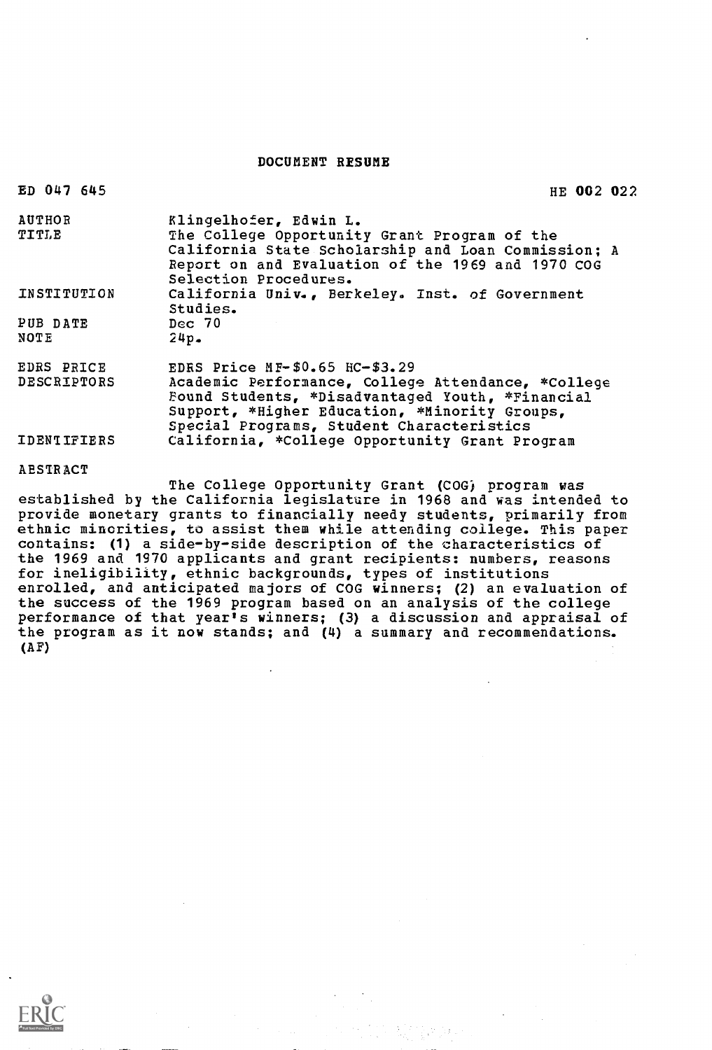# DOCUMENT RESUME

ED 047 645 HE 002 022

| | |
|---|---|
| AUTHOR | Klingelhofer, Edwin L. |
| TITLE | The College Opportunity Grant Program of the California State Scholarship and Loan Commission; A Report on and Evaluation of the 1969 and 1970 COG Selection Procedures. |
| INSTITUTION | California Univ., Berkeley. Inst. of Government Studies. |
| PUB DATE | Dec 70 |
| NOTE | 24p. |
| EDRS PRICE | EDRS Price MF-$0.65 HC-$3.29 |
| DESCRIPTORS | Academic Performance, College Attendance, *College Bound Students, *Disadvantaged Youth, *Financial Support, *Higher Education, *Minority Groups, Special Programs, Student Characteristics |
| IDENTIFIERS | California, *College Opportunity Grant Program |

## ABSTRACT

The College Opportunity Grant (COG) program was established by the California legislature in 1968 and was intended to provide monetary grants to financially needy students, primarily from ethnic minorities, to assist them while attending college. This paper contains: (1) a side-by-side description of the characteristics of the 1969 and 1970 applicants and grant recipients: numbers, reasons for ineligibility, ethnic backgrounds, types of institutions enrolled, and anticipated majors of COG winners; (2) an evaluation of the success of the 1969 program based on an analysis of the college performance of that year's winners; (3) a discussion and appraisal of the program as it now stands; and (4) a summary and recommendations. (AF)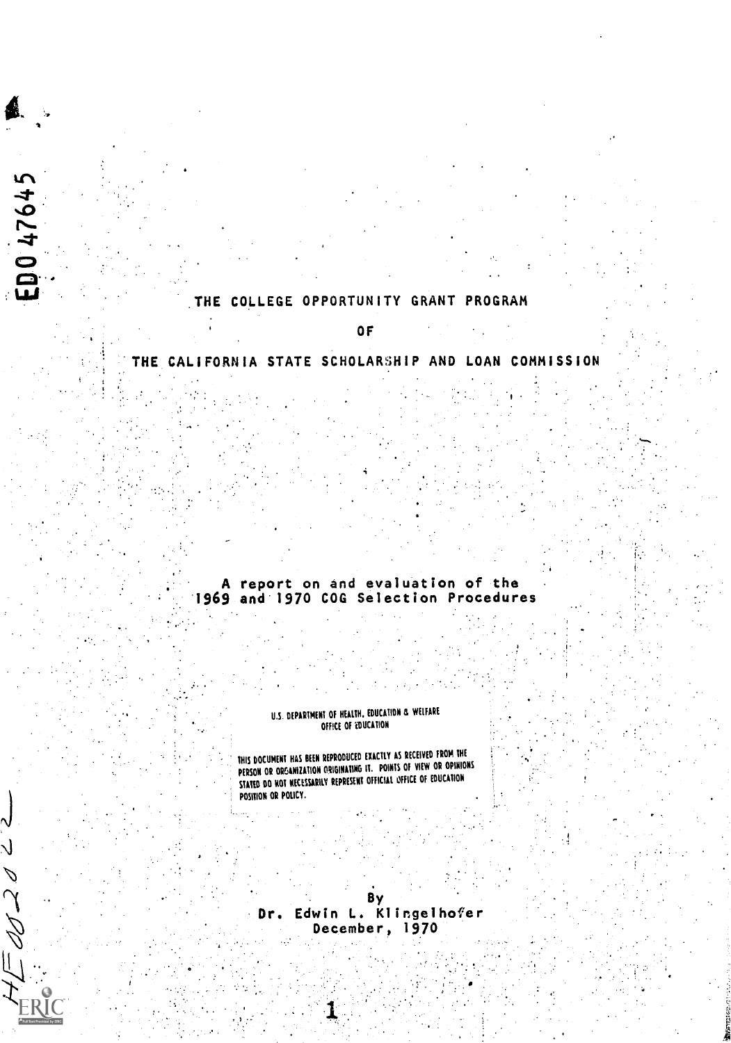# THE COLLEGE OPPORTUNITY GRANT PROGRAM

## OF

# THE CALIFORNIA STATE SCHOLARSHIP AND LOAN COMMISSION

A report on and evaluation of the 1969 and 1970 COG Selection Procedures

U.S. DEPARTMENT OF HEALTH, EDUCATION & WELFARE
OFFICE OF EDUCATION

THIS DOCUMENT HAS BEEN REPRODUCED EXACTLY AS RECEIVED FROM THE PERSON OR ORGANIZATION ORIGINATING IT. POINTS OF VIEW OR OPINIONS STATED DO NOT NECESSARILY REPRESENT OFFICIAL OFFICE OF EDUCATION POSITION OR POLICY.

By
Dr. Edwin L. Klingelhofer
December, 1970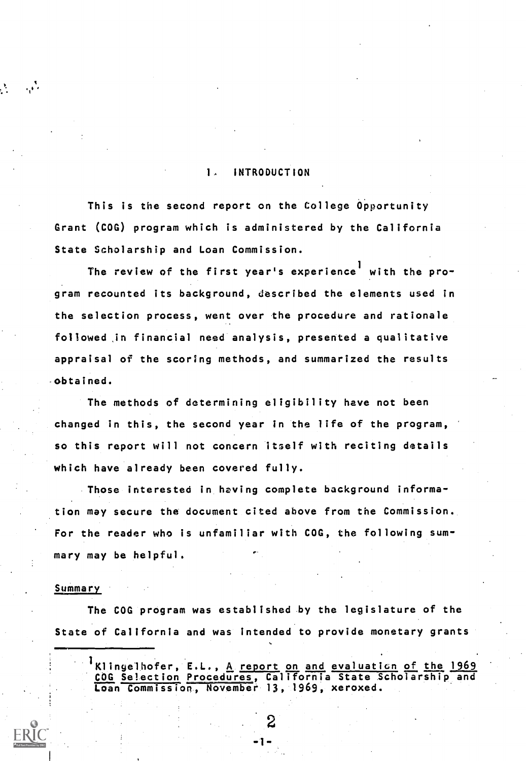# 1. INTRODUCTION

This is the second report on the College Opportunity Grant (COG) program which is administered by the California State Scholarship and Loan Commission.

The review of the first year's experience[1] with the program recounted its background, described the elements used in the selection process, went over the procedure and rationale followed in financial need analysis, presented a qualitative appraisal of the scoring methods, and summarized the results obtained.

The methods of determining eligibility have not been changed in this, the second year in the life of the program, so this report will not concern itself with reciting details which have already been covered fully.

Those interested in having complete background information may secure the document cited above from the Commission. For the reader who is unfamiliar with COG, the following summary may be helpful.

## Summary

The COG program was established by the legislature of the State of California and was intended to provide monetary grants

---

[1] Klingelhofer, E.L., A report on and evaluation of the 1969 COG Selection Procedures, California State Scholarship and Loan Commission, November 13, 1969, xeroxed.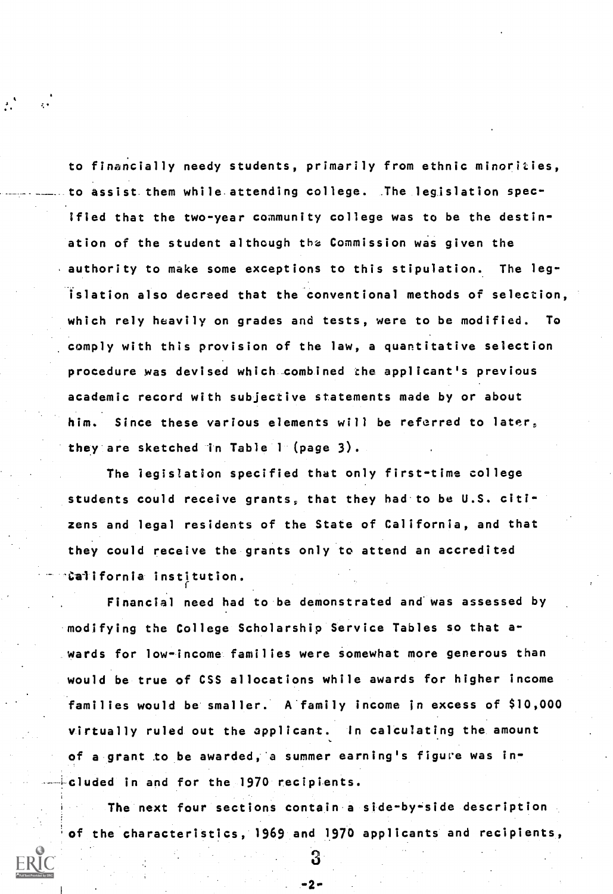to financially needy students, primarily from ethnic minorities, to assist them while attending college. The legislation specified that the two-year community college was to be the destination of the student although the Commission was given the authority to make some exceptions to this stipulation. The legislation also decreed that the conventional methods of selection, which rely heavily on grades and tests, were to be modified. To comply with this provision of the law, a quantitative selection procedure was devised which combined the applicant's previous academic record with subjective statements made by or about him. Since these various elements will be referred to later, they are sketched in Table 1 (page 3).

The legislation specified that only first-time college students could receive grants, that they had to be U.S. citizens and legal residents of the State of California, and that they could receive the grants only to attend an accredited California institution.

Financial need had to be demonstrated and was assessed by modifying the College Scholarship Service Tables so that awards for low-income families were somewhat more generous than would be true of CSS allocations while awards for higher income families would be smaller. A family income in excess of $10,000 virtually ruled out the applicant. In calculating the amount of a grant to be awarded, a summer earning's figure was included in and for the 1970 recipients.

The next four sections contain a side-by-side description of the characteristics, 1969 and 1970 applicants and recipients,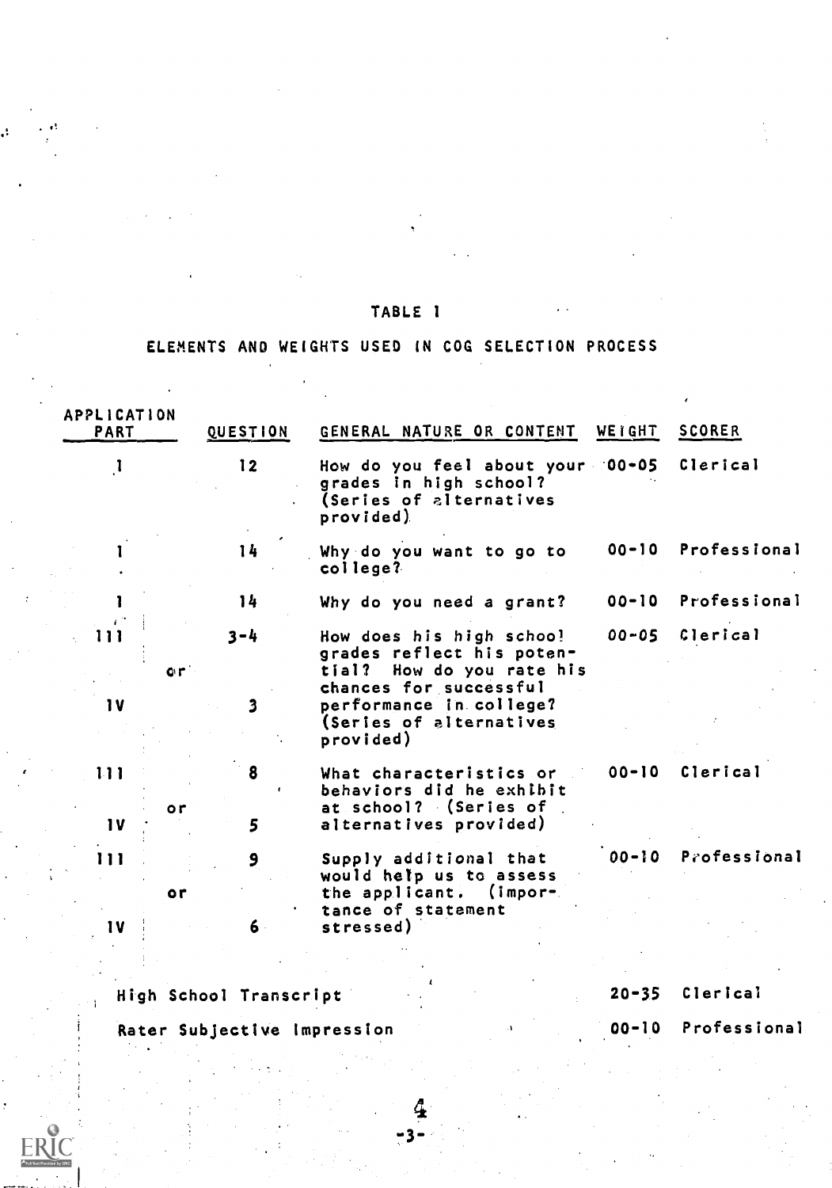## TABLE 1

## ELEMENTS AND WEIGHTS USED IN COG SELECTION PROCESS

| APPLICATION PART | QUESTION | GENERAL NATURE OR CONTENT | WEIGHT | SCORER |
|---|---|---|---|---|
| I | 12 | How do you feel about your grades in high school? (Series of alternatives provided) | 00-05 | Clerical |
| I | 14 | Why do you want to go to college? | 00-10 | Professional |
| I | 14 | Why do you need a grant? | 00-10 | Professional |
| III or IV | 3-4 or 3 | How does his high school grades reflect his potential? How do you rate his chances for successful performance in college? (Series of alternatives provided) | 00-05 | Clerical |
| III or IV | 8 or 5 | What characteristics or behaviors did he exhibit at school? (Series of alternatives provided) | 00-10 | Clerical |
| III or IV | 9 or 6 | Supply additional that would help us to assess the applicant. (Importance of statement stressed) | 00-10 | Professional |
| High School Transcript | | | 20-35 | Clerical |
| Rater Subjective Impression | | | 00-10 | Professional |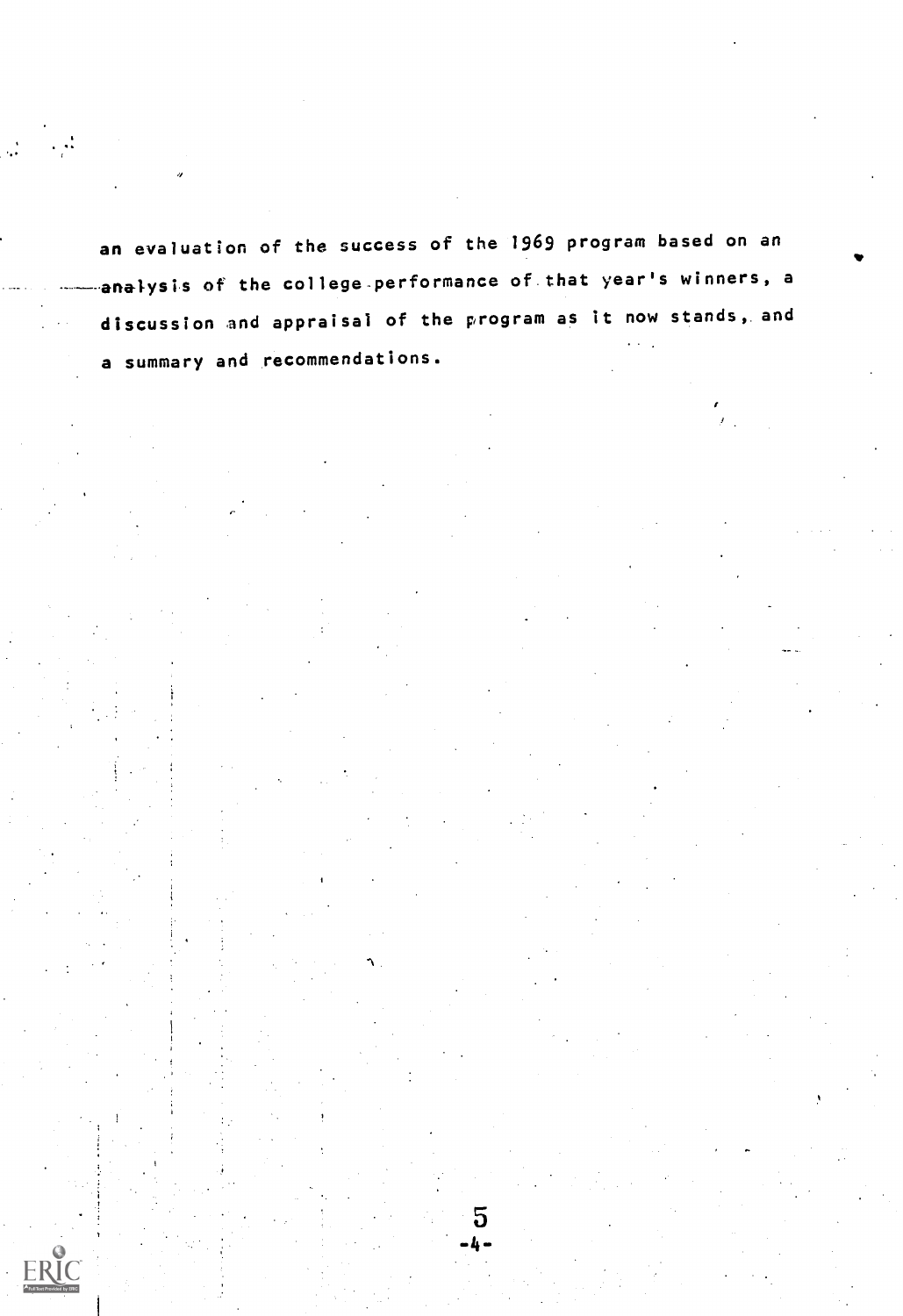an evaluation of the success of the 1969 program based on an analysis of the college performance of that year's winners, a discussion and appraisal of the program as it now stands, and a summary and recommendations.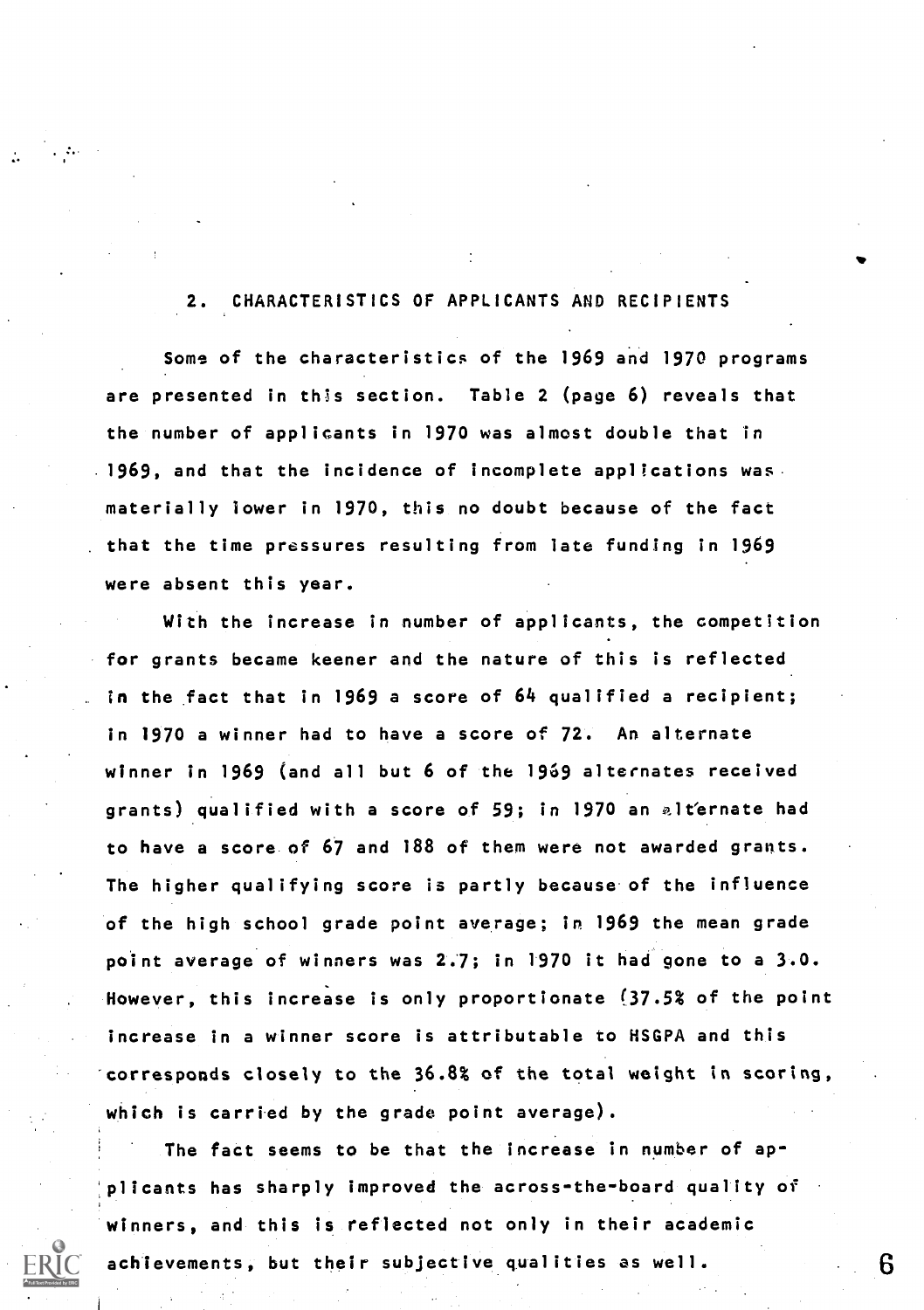## 2. CHARACTERISTICS OF APPLICANTS AND RECIPIENTS

Some of the characteristics of the 1969 and 1970 programs are presented in this section. Table 2 (page 6) reveals that the number of applicants in 1970 was almost double that in 1969, and that the incidence of incomplete applications was materially lower in 1970, this no doubt because of the fact that the time pressures resulting from late funding in 1969 were absent this year.

With the increase in number of applicants, the competition for grants became keener and the nature of this is reflected in the fact that in 1969 a score of 64 qualified a recipient; in 1970 a winner had to have a score of 72. An alternate winner in 1969 (and all but 6 of the 1969 alternates received grants) qualified with a score of 59; in 1970 an alternate had to have a score of 67 and 188 of them were not awarded grants. The higher qualifying score is partly because of the influence of the high school grade point average; in 1969 the mean grade point average of winners was 2.7; in 1970 it had gone to a 3.0. However, this increase is only proportionate (37.5% of the point increase in a winner score is attributable to HSGPA and this corresponds closely to the 36.8% of the total weight in scoring, which is carried by the grade point average).

The fact seems to be that the increase in number of applicants has sharply improved the across-the-board quality of winners, and this is reflected not only in their academic achievements, but their subjective qualities as well.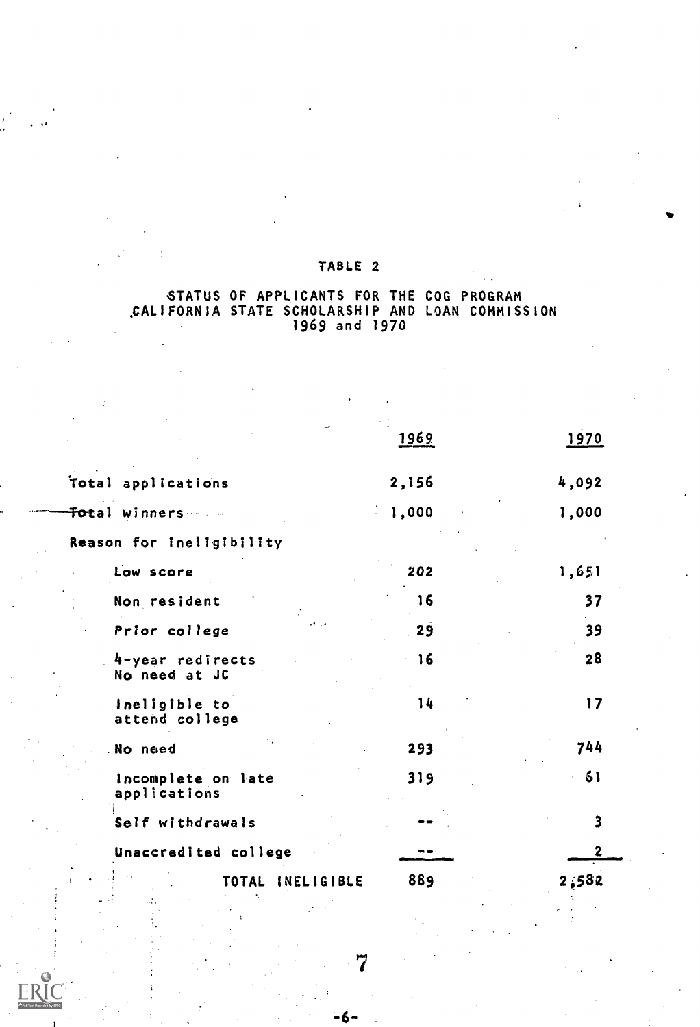# TABLE 2

## STATUS OF APPLICANTS FOR THE COG PROGRAM CALIFORNIA STATE SCHOLARSHIP AND LOAN COMMISSION 1969 and 1970

| | 1969 | 1970 |
|---|---|---|
| Total applications | 2,156 | 4,092 |
| Total winners | 1,000 | 1,000 |
| Reason for ineligibility | | |
| Low score | 202 | 1,651 |
| Non resident | 16 | 37 |
| Prior college | 29 | 39 |
| 4-year redirects No need at JC | 16 | 28 |
| Ineligible to attend college | 14 | 17 |
| No need | 293 | 744 |
| Incomplete on late applications | 319 | 61 |
| Self withdrawals | -- | 3 |
| Unaccredited college | -- | 2 |
| TOTAL INELIGIBLE | 889 | 2,582 |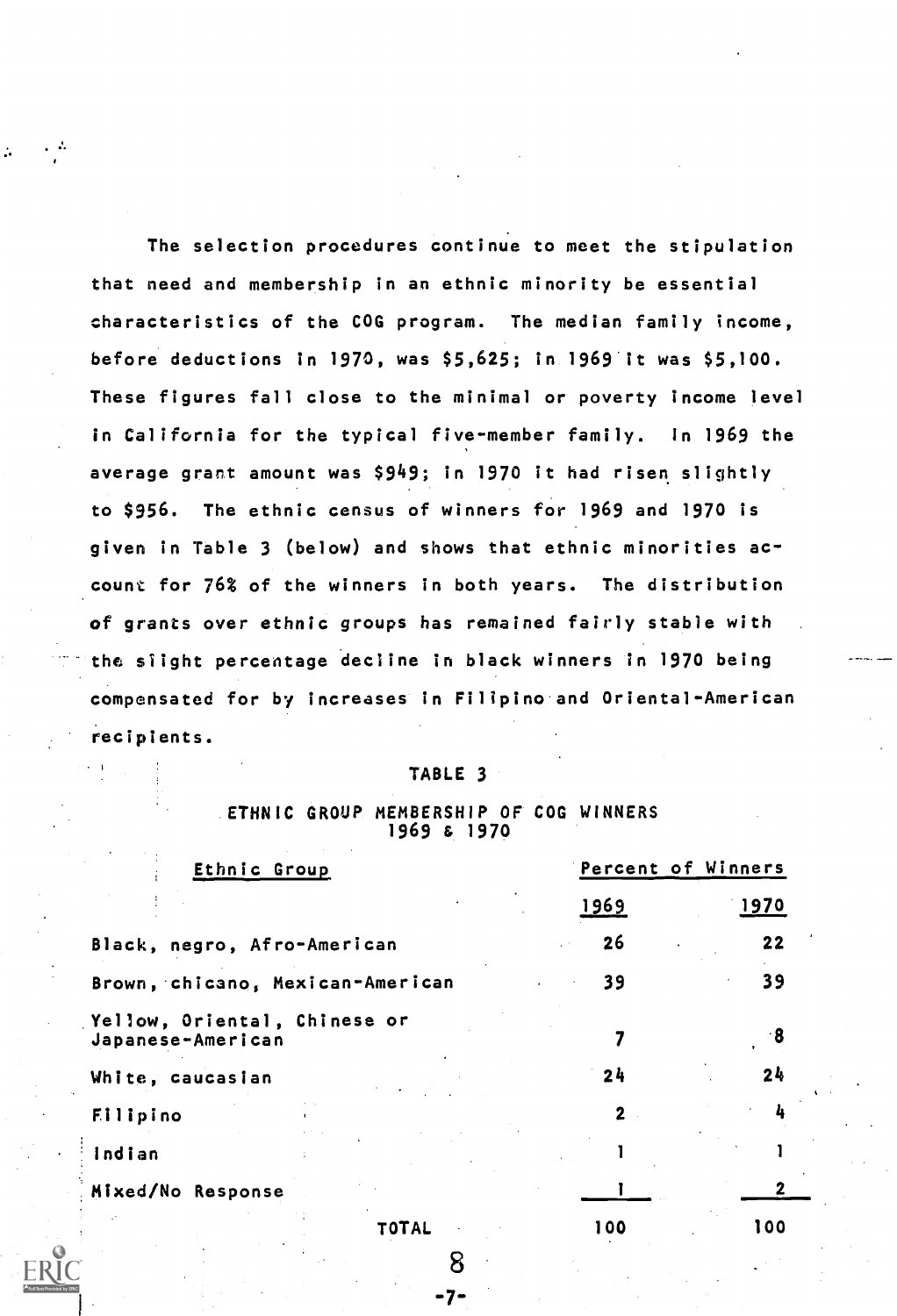The selection procedures continue to meet the stipulation that need and membership in an ethnic minority be essential characteristics of the COG program. The median family income, before deductions in 1970, was $5,625; in 1969 it was $5,100. These figures fall close to the minimal or poverty income level in California for the typical five-member family. In 1969 the average grant amount was $949; in 1970 it had risen slightly to $956. The ethnic census of winners for 1969 and 1970 is given in Table 3 (below) and shows that ethnic minorities account for 76% of the winners in both years. The distribution of grants over ethnic groups has remained fairly stable with the slight percentage decline in black winners in 1970 being compensated for by increases in Filipino and Oriental-American recipients.

TABLE 3

ETHNIC GROUP MEMBERSHIP OF COG WINNERS 1969 & 1970

| Ethnic Group | Percent of Winners | |
|---|---|---|
| | 1969 | 1970 |
| Black, negro, Afro-American | 26 | 22 |
| Brown, chicano, Mexican-American | 39 | 39 |
| Yellow, Oriental, Chinese or Japanese-American | 7 | 8 |
| White, caucasian | 24 | 24 |
| Filipino | 2 | 4 |
| Indian | 1 | 1 |
| Mixed/No Response | 1 | 2 |
| TOTAL | 100 | 100 |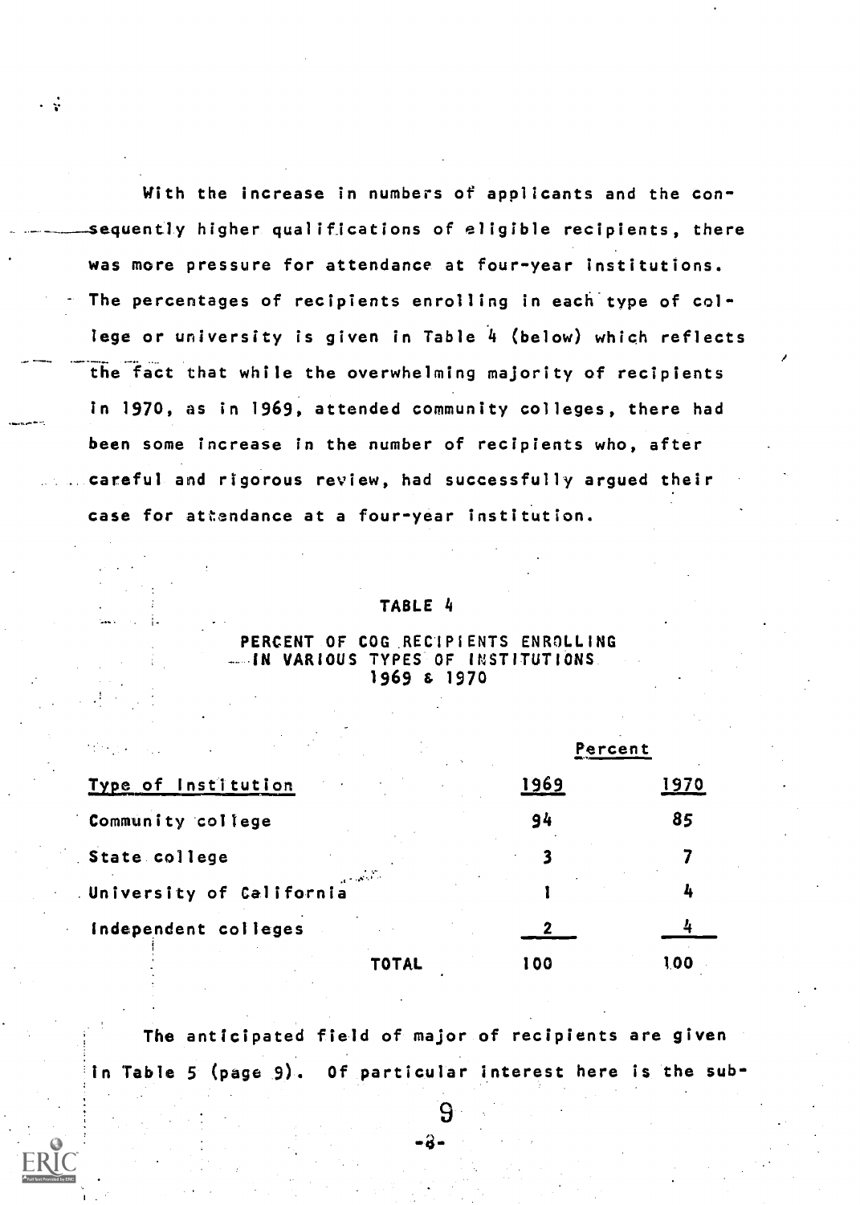With the increase in numbers of applicants and the consequently higher qualifications of eligible recipients, there was more pressure for attendance at four-year institutions. The percentages of recipients enrolling in each type of college or university is given in Table 4 (below) which reflects the fact that while the overwhelming majority of recipients in 1970, as in 1969, attended community colleges, there had been some increase in the number of recipients who, after careful and rigorous review, had successfully argued their case for attendance at a four-year institution.

TABLE 4

PERCENT OF COG RECIPIENTS ENROLLING IN VARIOUS TYPES OF INSTITUTIONS 1969 & 1970

| | Percent | |
|---|---|---|
| Type of Institution | 1969 | 1970 |
| Community college | 94 | 85 |
| State college | 3 | 7 |
| University of California | 1 | 4 |
| Independent colleges | 2 | 4 |
| TOTAL | 100 | 100 |

The anticipated field of major of recipients are given in Table 5 (page 9). Of particular interest here is the sub-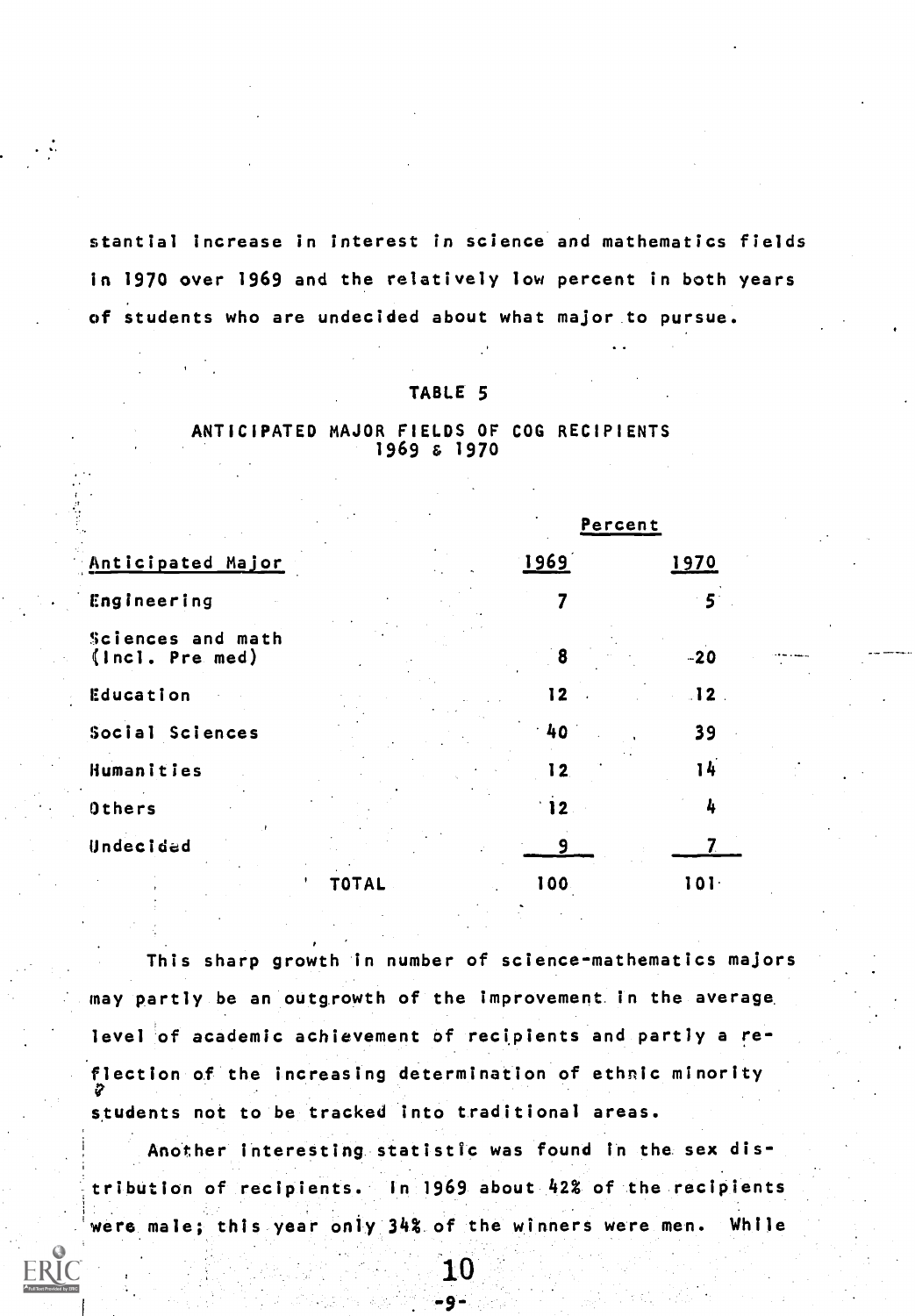stantial increase in interest in science and mathematics fields in 1970 over 1969 and the relatively low percent in both years of students who are undecided about what major to pursue.

### TABLE 5

### ANTICIPATED MAJOR FIELDS OF COG RECIPIENTS 1969 & 1970

| | Percent | |
|---|---|---|
| Anticipated Major | 1969 | 1970 |
| Engineering | 7 | 5 |
| Sciences and math (Incl. Pre med) | 8 | 20 |
| Education | 12 | 12 |
| Social Sciences | 40 | 39 |
| Humanities | 12 | 14 |
| Others | 12 | 4 |
| Undecided | 9 | 7 |
| TOTAL | 100 | 101 |

This sharp growth in number of science-mathematics majors may partly be an outgrowth of the improvement in the average level of academic achievement of recipients and partly a reflection of the increasing determination of ethnic minority students not to be tracked into traditional areas.

Another interesting statistic was found in the sex distribution of recipients. In 1969 about 42% of the recipients were male; this year only 34% of the winners were men. While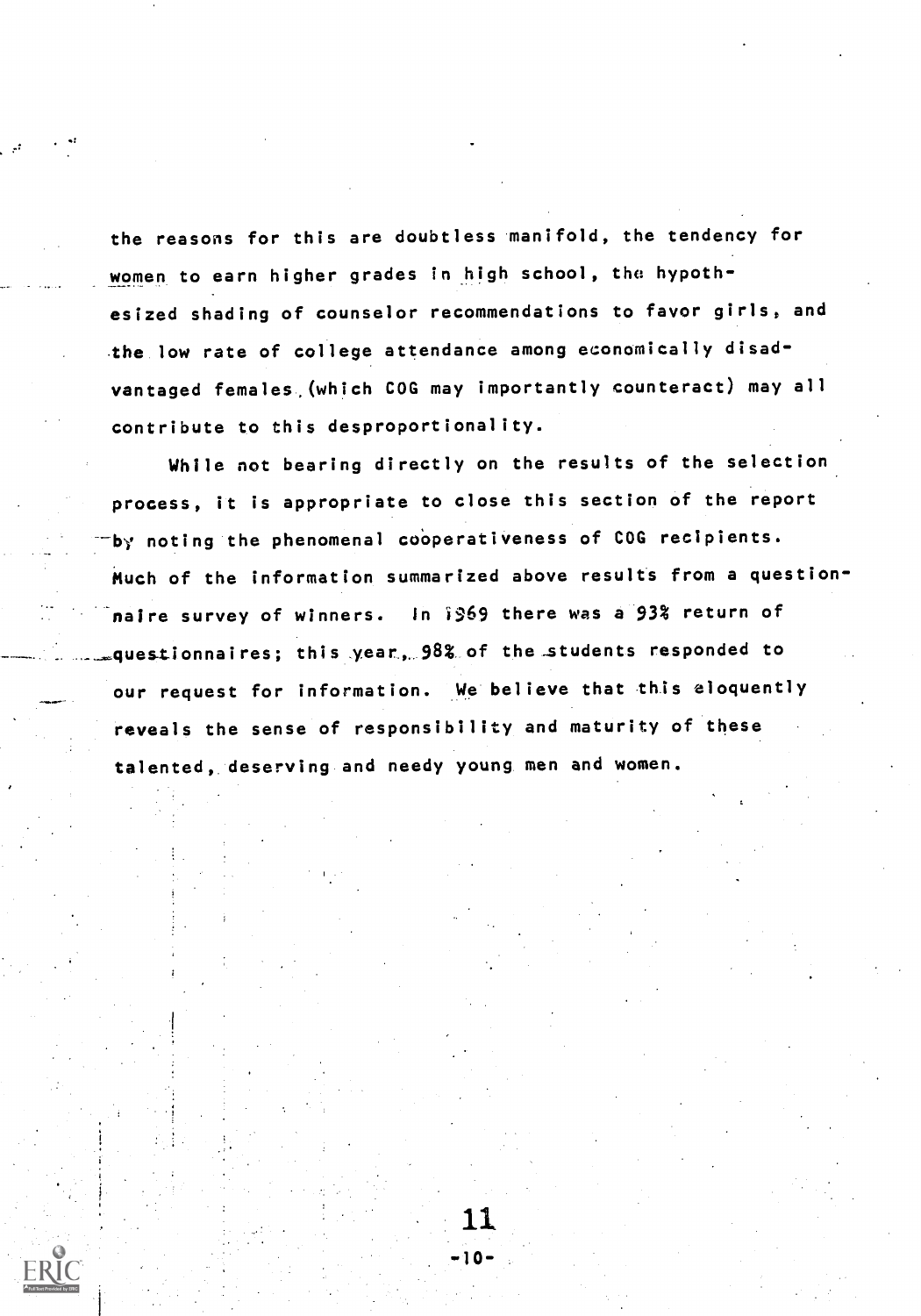the reasons for this are doubtless manifold, the tendency for women to earn higher grades in high school, the hypothesized shading of counselor recommendations to favor girls, and the low rate of college attendance among economically disadvantaged females (which COG may importantly counteract) may all contribute to this desproportionality.

While not bearing directly on the results of the selection process, it is appropriate to close this section of the report by noting the phenomenal cooperativeness of COG recipients. Much of the information summarized above results from a questionnaire survey of winners. In 1969 there was a 93% return of questionnaires; this year, 98% of the students responded to our request for information. We believe that this eloquently reveals the sense of responsibility and maturity of these talented, deserving and needy young men and women.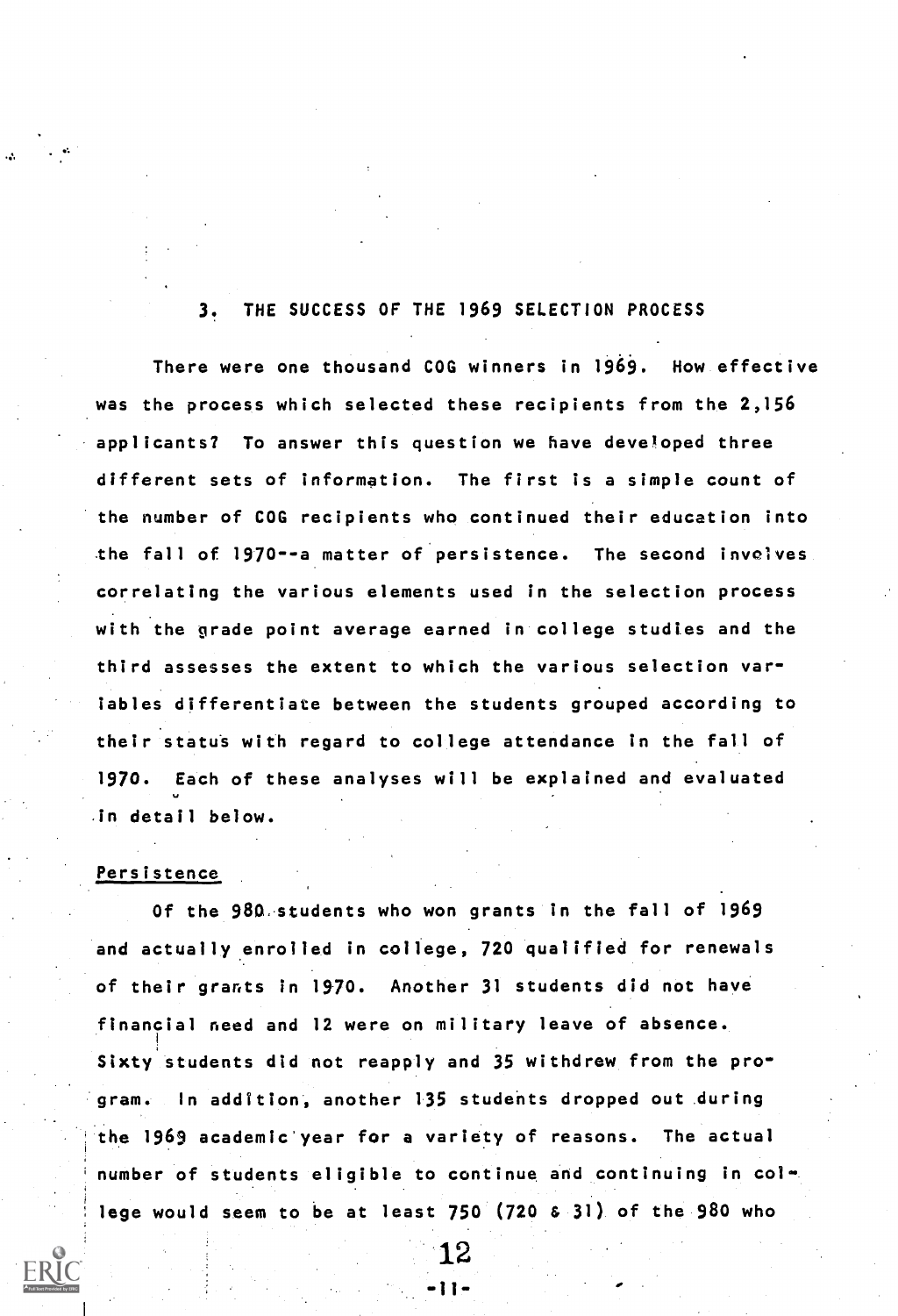## 3. THE SUCCESS OF THE 1969 SELECTION PROCESS

There were one thousand COG winners in 1969. How effective was the process which selected these recipients from the 2,156 applicants? To answer this question we have developed three different sets of information. The first is a simple count of the number of COG recipients who continued their education into the fall of 1970--a matter of persistence. The second involves correlating the various elements used in the selection process with the grade point average earned in college studies and the third assesses the extent to which the various selection variables differentiate between the students grouped according to their status with regard to college attendance in the fall of 1970. Each of these analyses will be explained and evaluated in detail below.

### Persistence

Of the 980 students who won grants in the fall of 1969 and actually enrolled in college, 720 qualified for renewals of their grants in 1970. Another 31 students did not have financial need and 12 were on military leave of absence. Sixty students did not reapply and 35 withdrew from the program. In addition, another 135 students dropped out during the 1969 academic year for a variety of reasons. The actual number of students eligible to continue and continuing in college would seem to be at least 750 (720 & 31) of the 980 who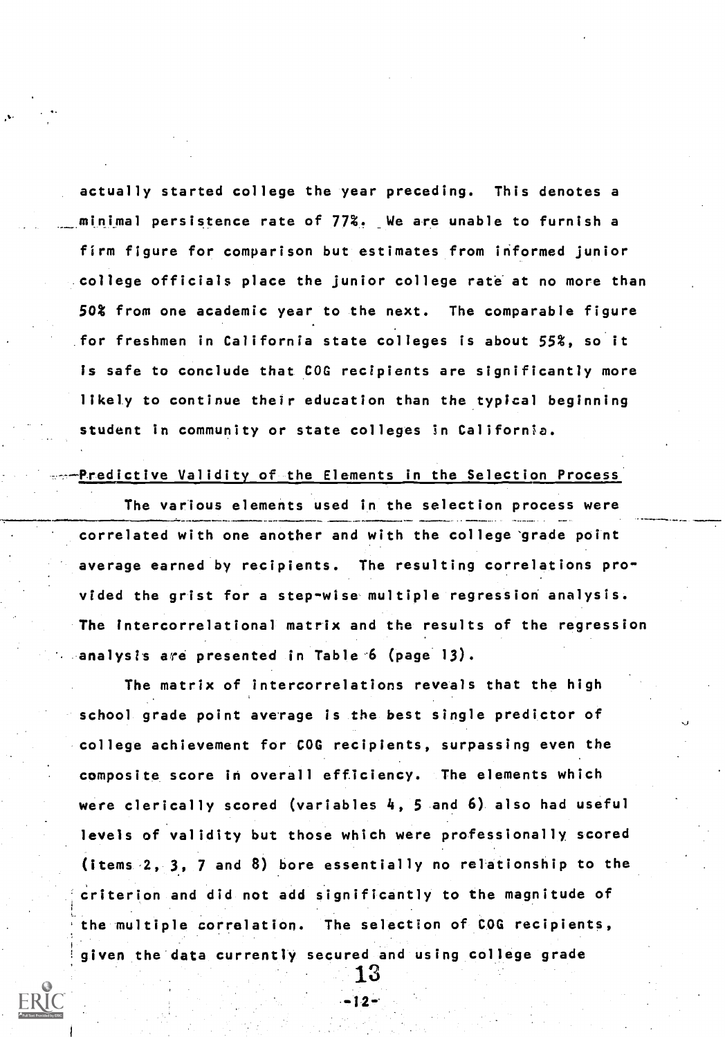actually started college the year preceding. This denotes a minimal persistence rate of 77%. We are unable to furnish a firm figure for comparison but estimates from informed junior college officials place the junior college rate at no more than 50% from one academic year to the next. The comparable figure for freshmen in California state colleges is about 55%, so it is safe to conclude that COG recipients are significantly more likely to continue their education than the typical beginning student in community or state colleges in California.

Predictive Validity of the Elements in the Selection Process

The various elements used in the selection process were correlated with one another and with the college grade point average earned by recipients. The resulting correlations provided the grist for a step-wise multiple regression analysis. The intercorrelational matrix and the results of the regression analysis are presented in Table 6 (page 13).

The matrix of intercorrelations reveals that the high school grade point average is the best single predictor of college achievement for COG recipients, surpassing even the composite score in overall efficiency. The elements which were clerically scored (variables 4, 5 and 6) also had useful levels of validity but those which were professionally scored (items 2, 3, 7 and 8) bore essentially no relationship to the criterion and did not add significantly to the magnitude of the multiple correlation. The selection of COG recipients, given the data currently secured and using college grade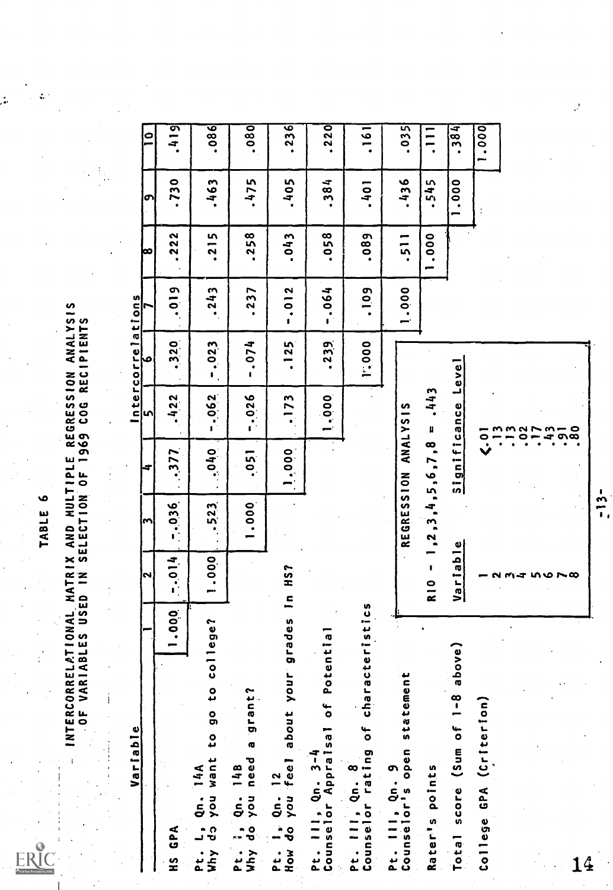# TABLE 6

## INTERCORRELATIONAL MATRIX AND MULTIPLE REGRESSION ANALYSIS OF VARIABLES USED IN SELECTION OF 1969 COG RECIPIENTS

| Variable | | Intercorrelations | | | | | | | | |
|---|---|---|---|---|---|---|---|---|---|---|
| | 1 | 2 | 3 | 4 | 5 | 6 | 7 | 8 | 9 | 10 |
| HS GPA | 1.000 | -.014 | -.036 | .377 | .422 | .320 | .019 | .222 | .730 | .419 |
| Pt. I, Qn. 14A Why do you want to go to college? | | 1.000 | .523 | .040 | -.062 | -.023 | .243 | .215 | .463 | .086 |
| Pt. I, Qn. 14B Why do you need a grant? | | | 1.000 | .051 | -.026 | -.074 | .237 | .258 | .475 | .080 |
| Pt. I, Qn. 12 How do you feel about your grades in HS? | | | | 1.000 | .173 | .125 | -.012 | .043 | .405 | .236 |
| Pt. III, Qn. 3-4 Counselor Appraisal of Potential | | | | | 1.000 | .239 | -.064 | .058 | .384 | .220 |
| Pt. III, Qn. 8 Counselor rating of characteristics | | | | | | 1.000 | .109 | .089 | .401 | .161 |
| Pt. III, Qn. 9 Counselor's open statement | | | | | | | 1.000 | .511 | .436 | .035 |
| Rater's points | | | | | | | | 1.000 | .545 | .111 |
| Total score (Sum of 1-8 above) | | | | | | | | | 1.000 | .384 |
| College GPA (Criterion) | | | | | | | | | | 1.000 |

**REGRESSION ANALYSIS**

R10 - 1,2,3,4,5,6,7,8 = .443

| Variable | Significance Level |
|---|---|
| 1 | <.01 |
| 2 | .13 |
| 3 | .13 |
| 4 | .02 |
| 5 | .17 |
| 6 | .43 |
| 7 | .91 |
| 8 | .80 |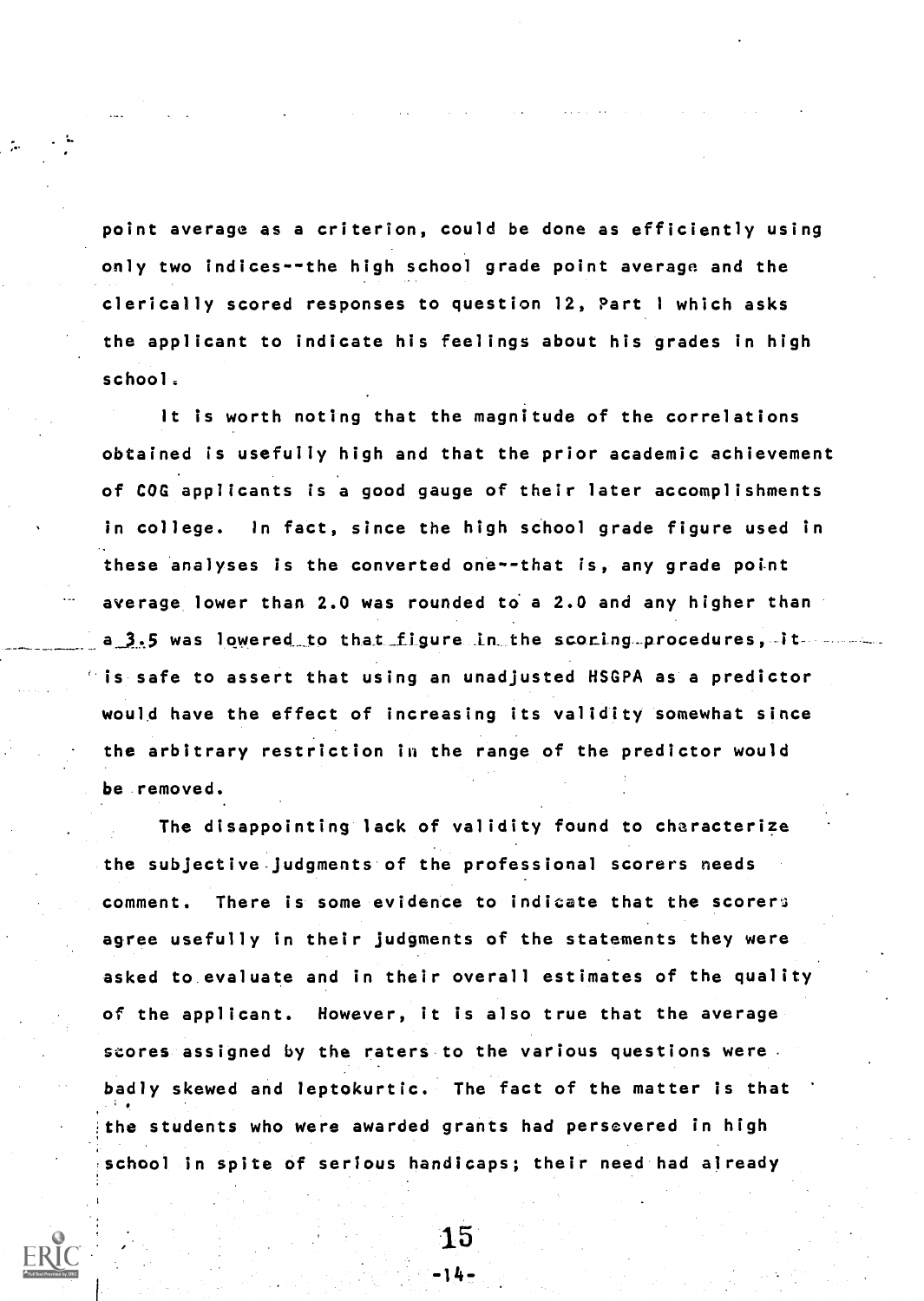point average as a criterion, could be done as efficiently using only two indices--the high school grade point average and the clerically scored responses to question 12, Part 1 which asks the applicant to indicate his feelings about his grades in high school.

It is worth noting that the magnitude of the correlations obtained is usefully high and that the prior academic achievement of COG applicants is a good gauge of their later accomplishments in college. In fact, since the high school grade figure used in these analyses is the converted one--that is, any grade point average lower than 2.0 was rounded to a 2.0 and any higher than a 3.5 was lowered to that figure in the scoring procedures, it is safe to assert that using an unadjusted HSGPA as a predictor would have the effect of increasing its validity somewhat since the arbitrary restriction in the range of the predictor would be removed.

The disappointing lack of validity found to characterize the subjective judgments of the professional scorers needs comment. There is some evidence to indicate that the scorers agree usefully in their judgments of the statements they were asked to evaluate and in their overall estimates of the quality of the applicant. However, it is also true that the average scores assigned by the raters to the various questions were badly skewed and leptokurtic. The fact of the matter is that the students who were awarded grants had persevered in high school in spite of serious handicaps; their need had already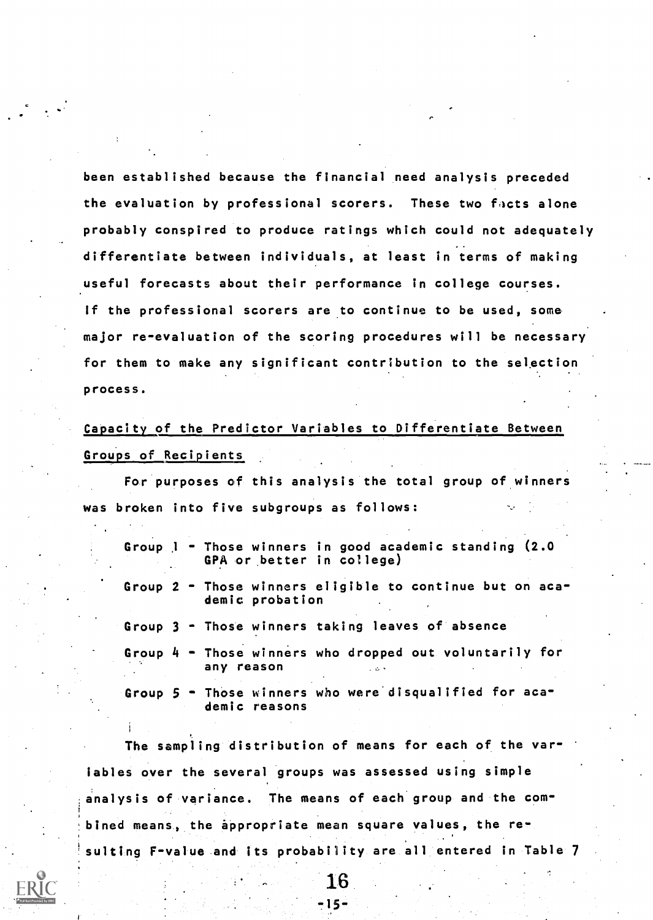been established because the financial need analysis preceded the evaluation by professional scorers. These two facts alone probably conspired to produce ratings which could not adequately differentiate between individuals, at least in terms of making useful forecasts about their performance in college courses. If the professional scorers are to continue to be used, some major re-evaluation of the scoring procedures will be necessary for them to make any significant contribution to the selection process.

## Capacity of the Predictor Variables to Differentiate Between Groups of Recipients

For purposes of this analysis the total group of winners was broken into five subgroups as follows:

- Group 1 - Those winners in good academic standing (2.0 GPA or better in college)
- Group 2 - Those winners eligible to continue but on academic probation
- Group 3 - Those winners taking leaves of absence
- Group 4 - Those winners who dropped out voluntarily for any reason
- Group 5 - Those winners who were disqualified for academic reasons

The sampling distribution of means for each of the variables over the several groups was assessed using simple analysis of variance. The means of each group and the combined means, the appropriate mean square values, the resulting F-value and its probability are all entered in Table 7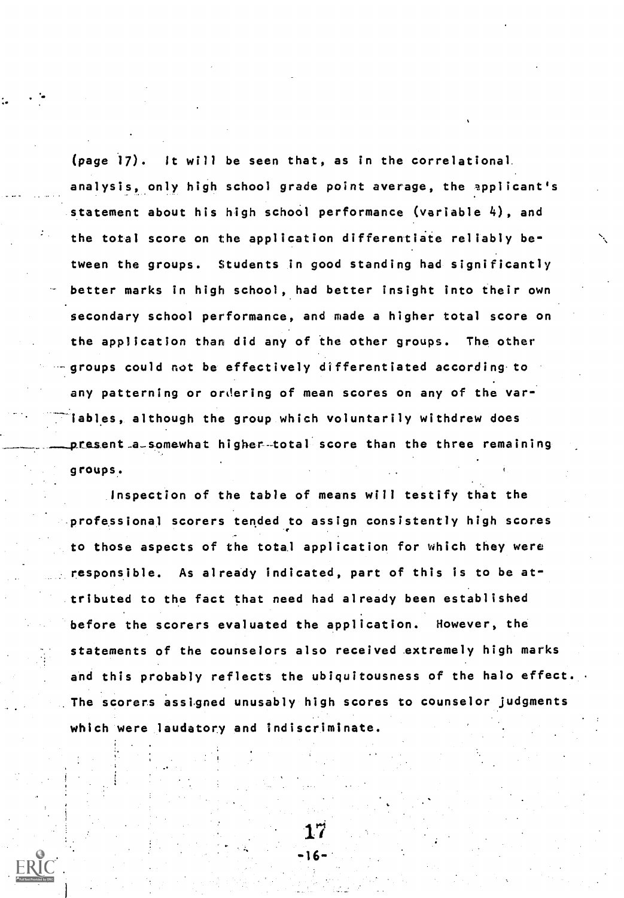(page 17). It will be seen that, as in the correlational analysis, only high school grade point average, the applicant's statement about his high school performance (variable 4), and the total score on the application differentiate reliably between the groups. Students in good standing had significantly better marks in high school, had better insight into their own secondary school performance, and made a higher total score on the application than did any of the other groups. The other groups could not be effectively differentiated according to any patterning or ordering of mean scores on any of the variables, although the group which voluntarily withdrew does present a somewhat higher total score than the three remaining groups.

Inspection of the table of means will testify that the professional scorers tended to assign consistently high scores to those aspects of the total application for which they were responsible. As already indicated, part of this is to be attributed to the fact that need had already been established before the scorers evaluated the application. However, the statements of the counselors also received extremely high marks and this probably reflects the ubiquitousness of the halo effect. The scorers assigned unusably high scores to counselor judgments which were laudatory and indiscriminate.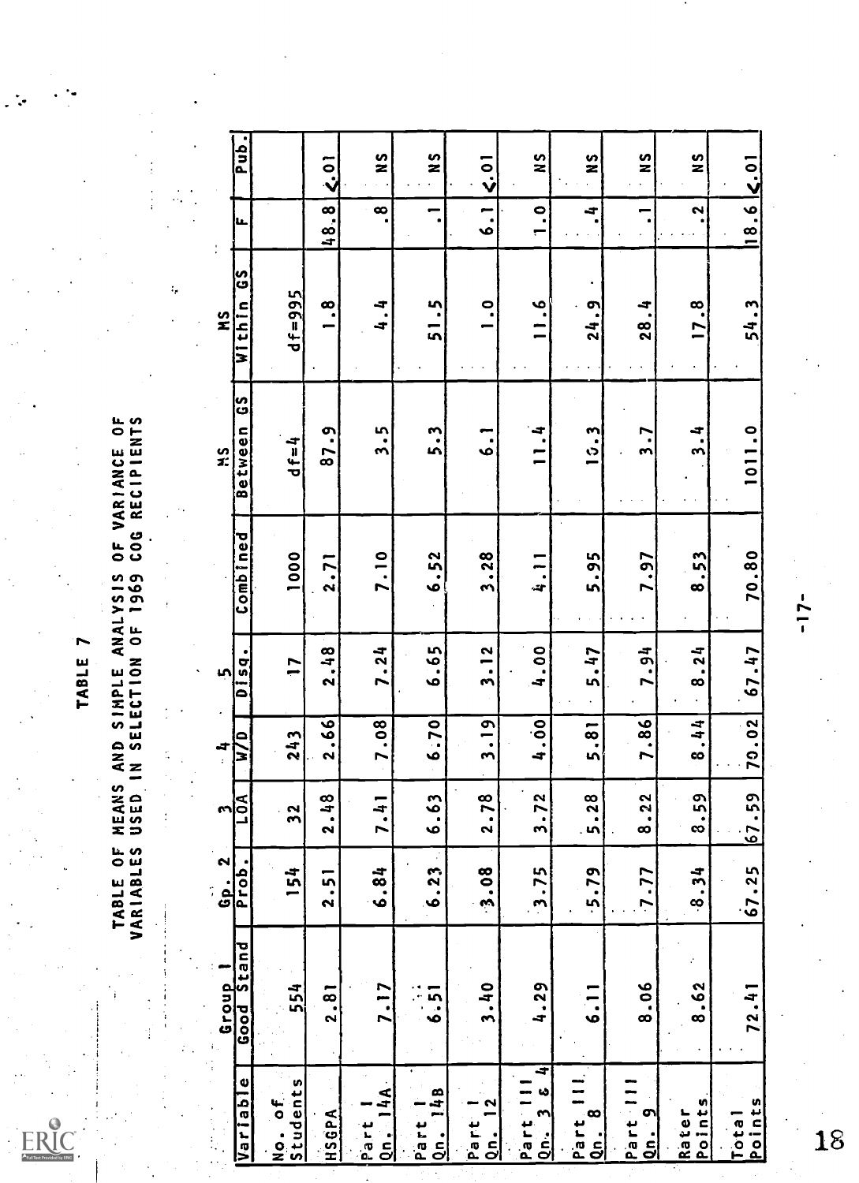# TABLE 7

## TABLE OF MEANS AND SIMPLE ANALYSIS OF VARIANCE OF VARIABLES USED IN SELECTION OF 1969 COG RECIPIENTS

| Variable | Group 1 Good Stand | Gp. 2 Prob. | 3 LOA | 4 W/D | 5 Disq. | Combined | MS Between GS | MS Within GS | F | Pub. |
|---|---|---|---|---|---|---|---|---|---|---|
| No. of Students | 554 | 154 | 32 | 243 | 17 | 1000 | df=4 | df=995 | | |
| HSGPA | 2.81 | 2.51 | 2.48 | 2.66 | 2.48 | 2.71 | 87.9 | 1.8 | 48.8 | <.01 |
| Part I Qn. 14A | 7.17 | 6.84 | 7.41 | 7.08 | 7.24 | 7.10 | 3.5 | 4.4 | .8 | NS |
| Part I Qn. 14B | 6.51 | 6.23 | 6.63 | 6.70 | 6.65 | 6.52 | 5.3 | 51.5 | .1 | NS |
| Part I Qn. 12 | 3.40 | 3.08 | 2.78 | 3.19 | 3.12 | 3.28 | 6.1 | 1.0 | 6.1 | <.01 |
| Part III Qn. 3 & 4 | 4.29 | 3.75 | 3.72 | 4.00 | 4.00 | 4.11 | 11.4 | 11.6 | 1.0 | NS |
| Part III Qn. 8 | 6.11 | 5.79 | 5.28 | 5.81 | 5.47 | 5.95 | 10.3 | 24.9 | .4 | NS |
| Part III Qn. 9 | 8.06 | 7.77 | 8.22 | 7.86 | 7.94 | 7.97 | 3.7 | 28.4 | .1 | NS |
| Rater Points | 8.62 | 8.34 | 8.59 | 8.44 | 8.24 | 8.53 | 3.4 | 17.8 | .2 | NS |
| Total Points | 72.41 | 67.25 | 67.59 | 70.02 | 67.47 | 70.80 | 1011.0 | 54.3 | 18.6 | <.01 |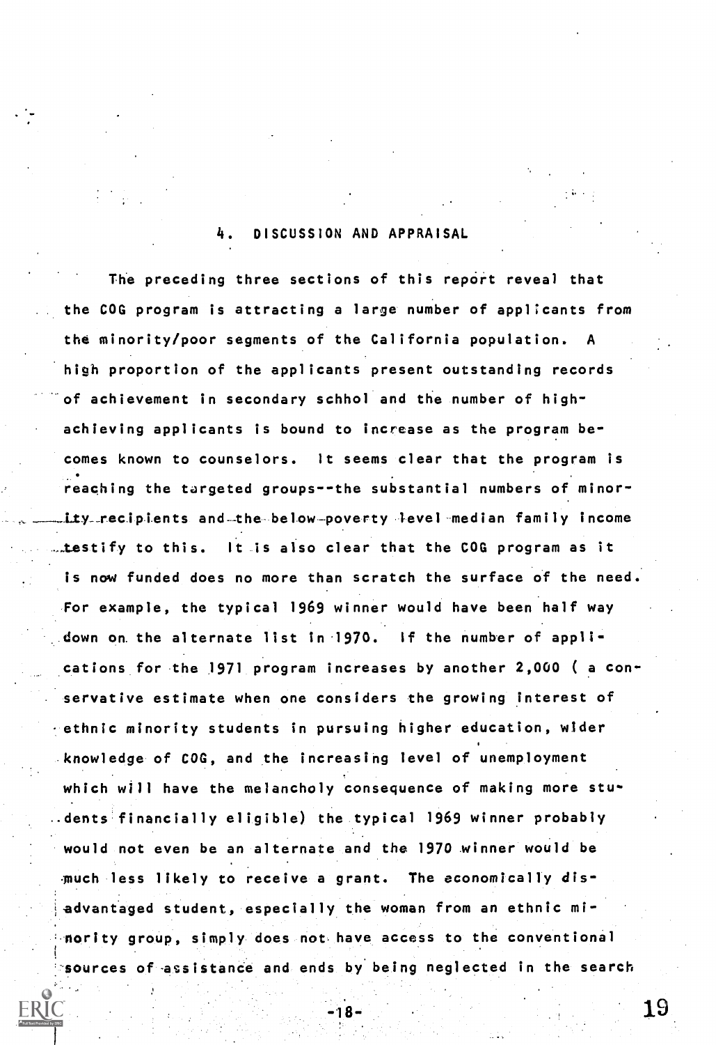## 4. DISCUSSION AND APPRAISAL

The preceding three sections of this report reveal that the COG program is attracting a large number of applicants from the minority/poor segments of the California population. A high proportion of the applicants present outstanding records of achievement in secondary schhol and the number of high-achieving applicants is bound to increase as the program becomes known to counselors. It seems clear that the program is reaching the targeted groups--the substantial numbers of minority recipients and the below-poverty level median family income testify to this. It is also clear that the COG program as it is now funded does no more than scratch the surface of the need. For example, the typical 1969 winner would have been half way down on the alternate list in 1970. If the number of applications for the 1971 program increases by another 2,000 ( a conservative estimate when one considers the growing interest of ethnic minority students in pursuing higher education, wider knowledge of COG, and the increasing level of unemployment which will have the melancholy consequence of making more students financially eligible) the typical 1969 winner probably would not even be an alternate and the 1970 winner would be much less likely to receive a grant. The economically disadvantaged student, especially the woman from an ethnic minority group, simply does not have access to the conventional sources of assistance and ends by being neglected in the search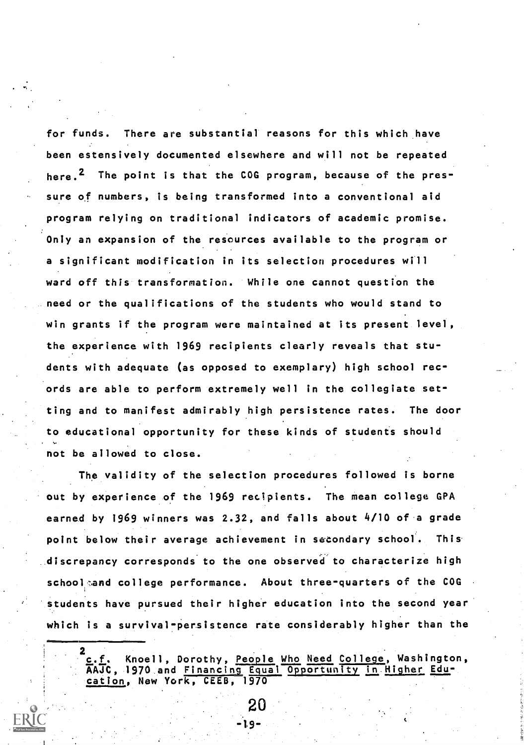for funds. There are substantial reasons for this which have been estensively documented elsewhere and will not be repeated here.[2] The point is that the COG program, because of the pressure of numbers, is being transformed into a conventional aid program relying on traditional indicators of academic promise. Only an expansion of the resources available to the program or a significant modification in its selection procedures will ward off this transformation. While one cannot question the need or the qualifications of the students who would stand to win grants if the program were maintained at its present level, the experience with 1969 recipients clearly reveals that students with adequate (as opposed to exemplary) high school records are able to perform extremely well in the collegiate setting and to manifest admirably high persistence rates. The door to educational opportunity for these kinds of students should not be allowed to close.

The validity of the selection procedures followed is borne out by experience of the 1969 recipients. The mean college GPA earned by 1969 winners was 2.32, and falls about 4/10 of a grade point below their average achievement in secondary school. This discrepancy corresponds to the one observed to characterize high school and college performance. About three-quarters of the COG students have pursued their higher education into the second year which is a survival-persistence rate considerably higher than the

---

[2] c.f. Knoell, Dorothy, People Who Need College, Washington, AAJC, 1970 and Financing Equal Opportunity in Higher Education, New York, CEEB, 1970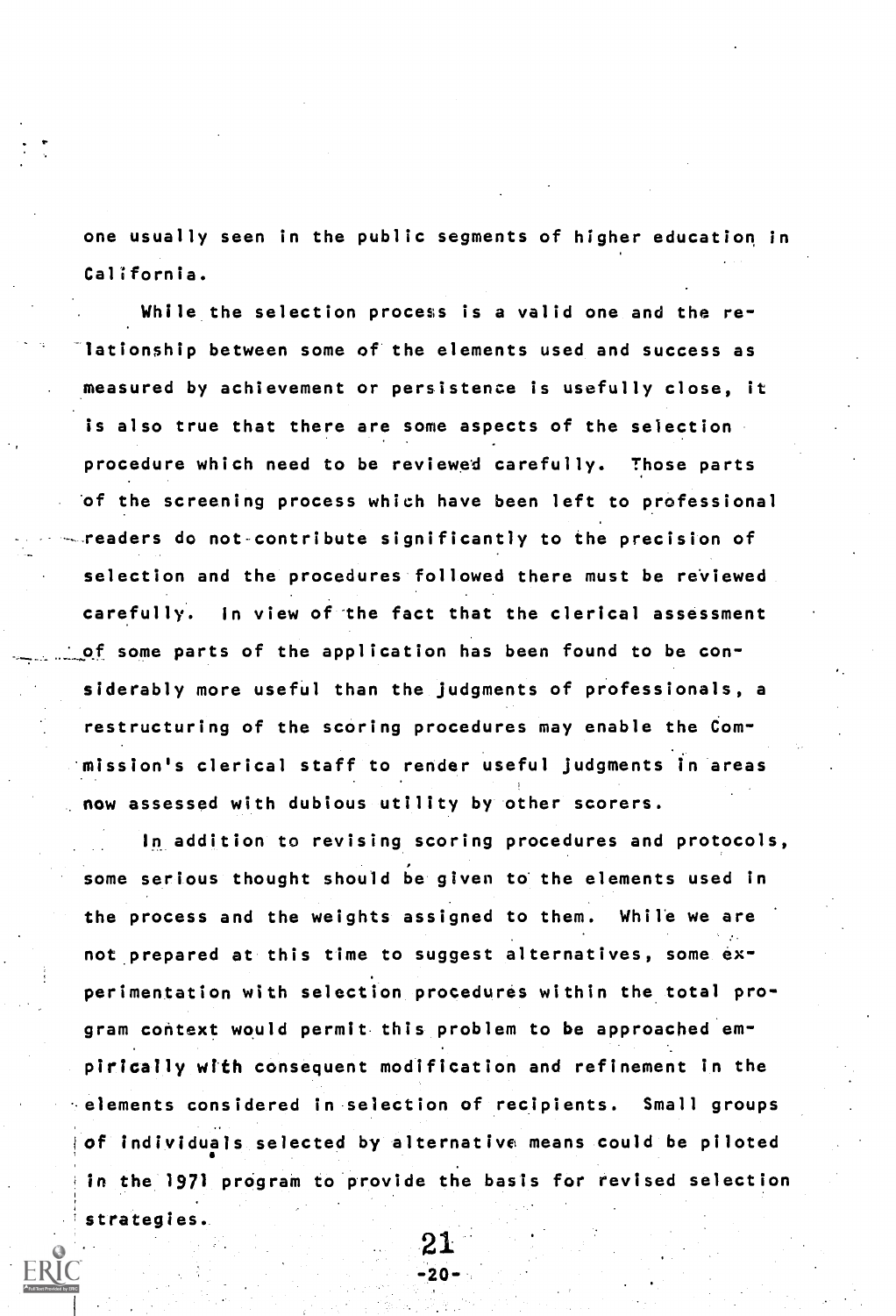one usually seen in the public segments of higher education in California.

While the selection process is a valid one and the relationship between some of the elements used and success as measured by achievement or persistence is usefully close, it is also true that there are some aspects of the selection procedure which need to be reviewed carefully. Those parts of the screening process which have been left to professional readers do not contribute significantly to the precision of selection and the procedures followed there must be reviewed carefully. In view of the fact that the clerical assessment of some parts of the application has been found to be considerably more useful than the judgments of professionals, a restructuring of the scoring procedures may enable the Commission's clerical staff to render useful judgments in areas now assessed with dubious utility by other scorers.

In addition to revising scoring procedures and protocols, some serious thought should be given to the elements used in the process and the weights assigned to them. While we are not prepared at this time to suggest alternatives, some experimentation with selection procedures within the total program context would permit this problem to be approached empirically with consequent modification and refinement in the elements considered in selection of recipients. Small groups of individuals selected by alternative means could be piloted in the 1971 program to provide the basis for revised selection strategies.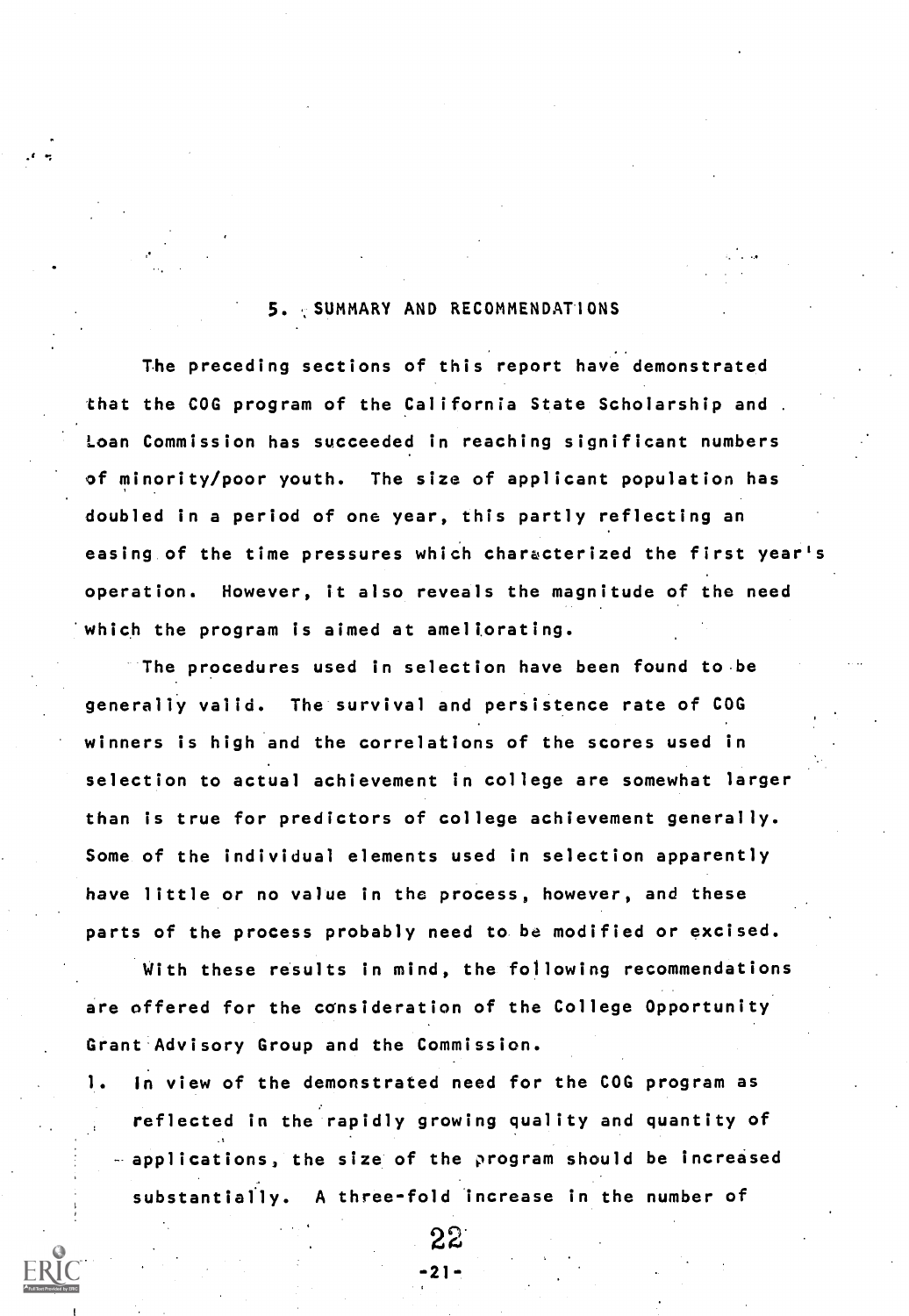## 5. SUMMARY AND RECOMMENDATIONS

The preceding sections of this report have demonstrated that the COG program of the California State Scholarship and Loan Commission has succeeded in reaching significant numbers of minority/poor youth. The size of applicant population has doubled in a period of one year, this partly reflecting an easing of the time pressures which characterized the first year's operation. However, it also reveals the magnitude of the need which the program is aimed at ameliorating.

The procedures used in selection have been found to be generally valid. The survival and persistence rate of COG winners is high and the correlations of the scores used in selection to actual achievement in college are somewhat larger than is true for predictors of college achievement generally. Some of the individual elements used in selection apparently have little or no value in the process, however, and these parts of the process probably need to be modified or excised.

With these results in mind, the following recommendations are offered for the consideration of the College Opportunity Grant Advisory Group and the Commission.

1. In view of the demonstrated need for the COG program as reflected in the rapidly growing quality and quantity of applications, the size of the program should be increased substantially. A three-fold increase in the number of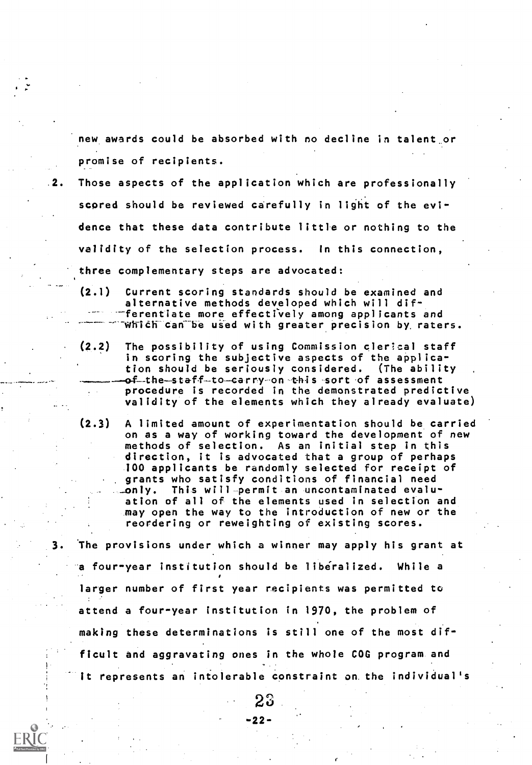new awards could be absorbed with no decline in talent or promise of recipients.

2. Those aspects of the application which are professionally scored should be reviewed carefully in light of the evidence that these data contribute little or nothing to the validity of the selection process. In this connection, three complementary steps are advocated:

   (2.1) Current scoring standards should be examined and alternative methods developed which will differentiate more effectively among applicants and which can be used with greater precision by raters.

   (2.2) The possibility of using Commission clerical staff in scoring the subjective aspects of the application should be seriously considered. (The ability of the staff to carry on this sort of assessment procedure is recorded in the demonstrated predictive validity of the elements which they already evaluate)

   (2.3) A limited amount of experimentation should be carried on as a way of working toward the development of new methods of selection. As an initial step in this direction, it is advocated that a group of perhaps 100 applicants be randomly selected for receipt of grants who satisfy conditions of financial need only. This will permit an uncontaminated evaluation of all of the elements used in selection and may open the way to the introduction of new or the reordering or reweighting of existing scores.

3. The provisions under which a winner may apply his grant at a four-year institution should be liberalized. While a larger number of first year recipients was permitted to attend a four-year institution in 1970, the problem of making these determinations is still one of the most difficult and aggravating ones in the whole COG program and it represents an intolerable constraint on the individual's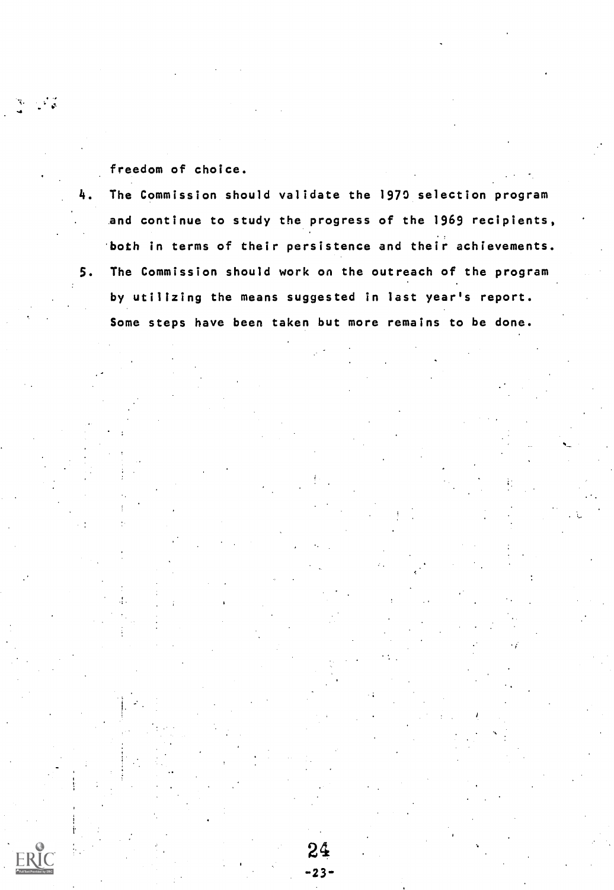freedom of choice.

4. The Commission should validate the 1970 selection program and continue to study the progress of the 1969 recipients, both in terms of their persistence and their achievements.
5. The Commission should work on the outreach of the program by utilizing the means suggested in last year's report. Some steps have been taken but more remains to be done.